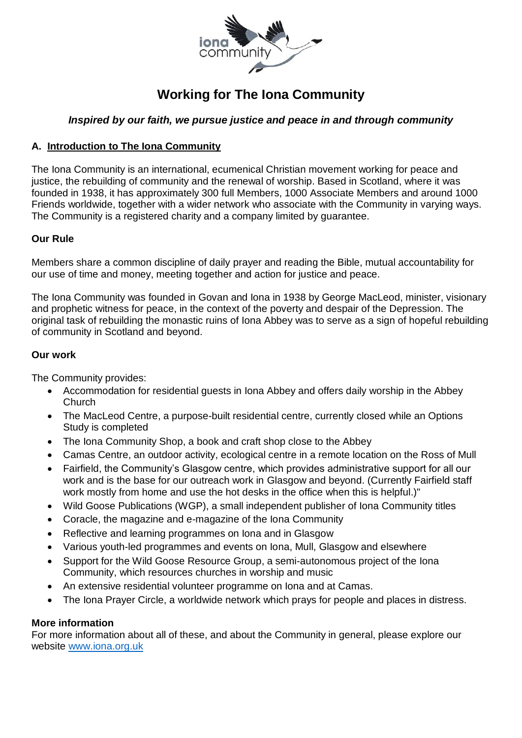# Working for The Iona Community

***Inspired by our faith, we pursue justice and peace in and through community***

## A. Introduction to The Iona Community

The Iona Community is an international, ecumenical Christian movement working for peace and justice, the rebuilding of community and the renewal of worship. Based in Scotland, where it was founded in 1938, it has approximately 300 full Members, 1000 Associate Members and around 1000 Friends worldwide, together with a wider network who associate with the Community in varying ways. The Community is a registered charity and a company limited by guarantee.

### Our Rule

Members share a common discipline of daily prayer and reading the Bible, mutual accountability for our use of time and money, meeting together and action for justice and peace.

The Iona Community was founded in Govan and Iona in 1938 by George MacLeod, minister, visionary and prophetic witness for peace, in the context of the poverty and despair of the Depression. The original task of rebuilding the monastic ruins of Iona Abbey was to serve as a sign of hopeful rebuilding of community in Scotland and beyond.

### Our work

The Community provides:

- Accommodation for residential guests in Iona Abbey and offers daily worship in the Abbey Church
- The MacLeod Centre, a purpose-built residential centre, currently closed while an Options Study is completed
- The Iona Community Shop, a book and craft shop close to the Abbey
- Camas Centre, an outdoor activity, ecological centre in a remote location on the Ross of Mull
- Fairfield, the Community's Glasgow centre, which provides administrative support for all our work and is the base for our outreach work in Glasgow and beyond. (Currently Fairfield staff work mostly from home and use the hot desks in the office when this is helpful.)"
- Wild Goose Publications (WGP), a small independent publisher of Iona Community titles
- Coracle, the magazine and e-magazine of the Iona Community
- Reflective and learning programmes on Iona and in Glasgow
- Various youth-led programmes and events on Iona, Mull, Glasgow and elsewhere
- Support for the Wild Goose Resource Group, a semi-autonomous project of the Iona Community, which resources churches in worship and music
- An extensive residential volunteer programme on Iona and at Camas.
- The Iona Prayer Circle, a worldwide network which prays for people and places in distress.

### More information

For more information about all of these, and about the Community in general, please explore our website www.iona.org.uk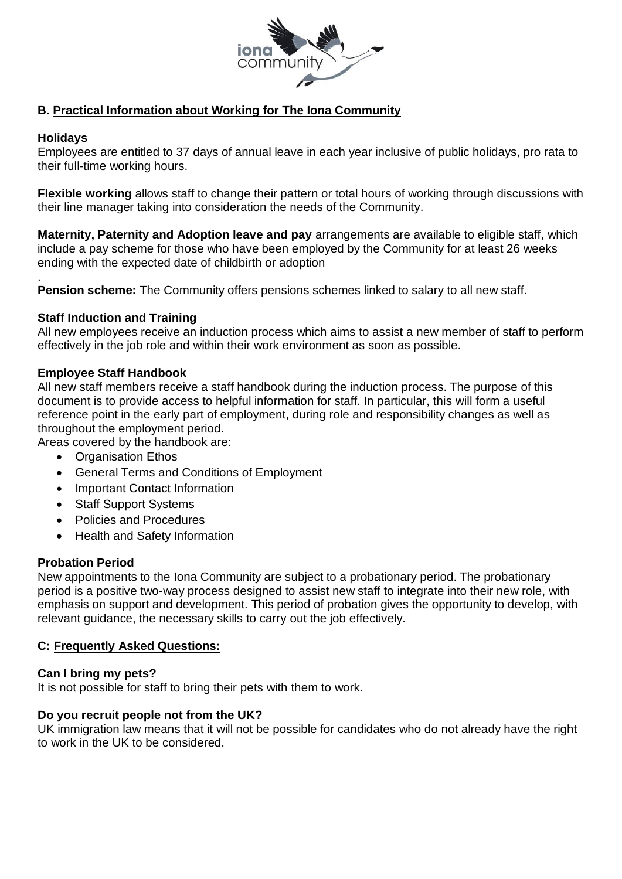## B. Practical Information about Working for The Iona Community

**Holidays**
Employees are entitled to 37 days of annual leave in each year inclusive of public holidays, pro rata to their full-time working hours.

**Flexible working** allows staff to change their pattern or total hours of working through discussions with their line manager taking into consideration the needs of the Community.

**Maternity, Paternity and Adoption leave and pay** arrangements are available to eligible staff, which include a pay scheme for those who have been employed by the Community for at least 26 weeks ending with the expected date of childbirth or adoption
.

**Pension scheme:** The Community offers pensions schemes linked to salary to all new staff.

**Staff Induction and Training**
All new employees receive an induction process which aims to assist a new member of staff to perform effectively in the job role and within their work environment as soon as possible.

**Employee Staff Handbook**
All new staff members receive a staff handbook during the induction process. The purpose of this document is to provide access to helpful information for staff. In particular, this will form a useful reference point in the early part of employment, during role and responsibility changes as well as throughout the employment period.
Areas covered by the handbook are:

- Organisation Ethos
- General Terms and Conditions of Employment
- Important Contact Information
- Staff Support Systems
- Policies and Procedures
- Health and Safety Information

**Probation Period**
New appointments to the Iona Community are subject to a probationary period. The probationary period is a positive two-way process designed to assist new staff to integrate into their new role, with emphasis on support and development. This period of probation gives the opportunity to develop, with relevant guidance, the necessary skills to carry out the job effectively.

## C: Frequently Asked Questions:

**Can I bring my pets?**
It is not possible for staff to bring their pets with them to work.

**Do you recruit people not from the UK?**
UK immigration law means that it will not be possible for candidates who do not already have the right to work in the UK to be considered.